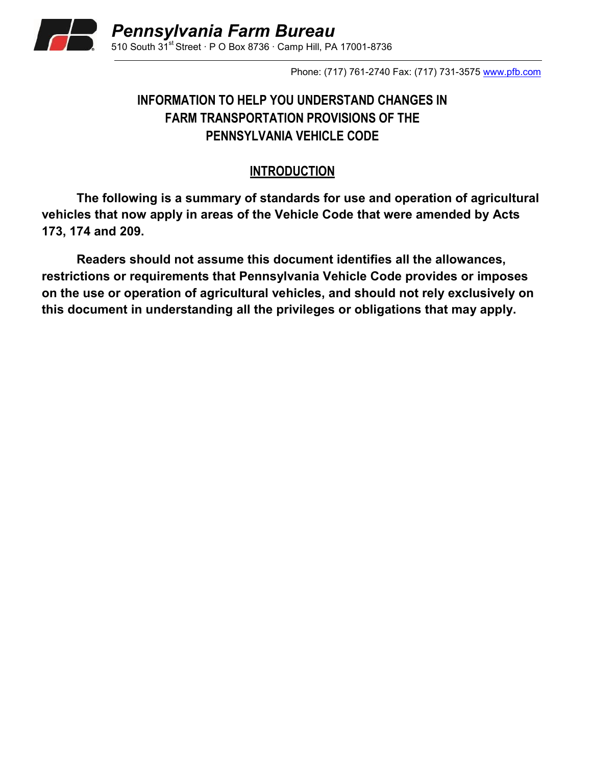# Pennsylvania Farm Bureau

510 South 31st Street · P O Box 8736 · Camp Hill, PA 17001-8736

Phone: (717) 761-2740 Fax: (717) 731-3575 www.pfb.com

## INFORMATION TO HELP YOU UNDERSTAND CHANGES IN FARM TRANSPORTATION PROVISIONS OF THE PENNSYLVANIA VEHICLE CODE

### INTRODUCTION

**The following is a summary of standards for use and operation of agricultural vehicles that now apply in areas of the Vehicle Code that were amended by Acts 173, 174 and 209.**

**Readers should not assume this document identifies all the allowances, restrictions or requirements that Pennsylvania Vehicle Code provides or imposes on the use or operation of agricultural vehicles, and should not rely exclusively on this document in understanding all the privileges or obligations that may apply.**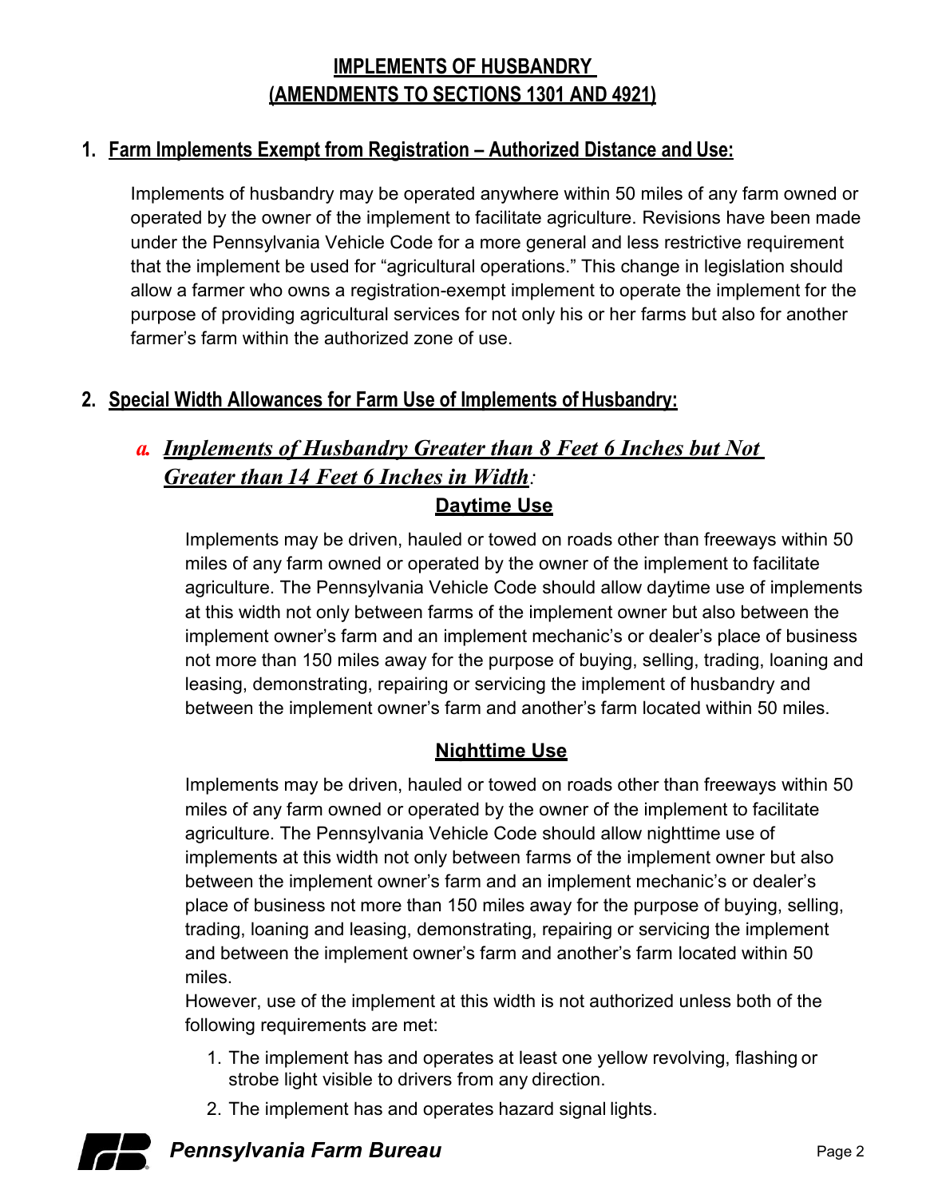# IMPLEMENTS OF HUSBANDRY (AMENDMENTS TO SECTIONS 1301 AND 4921)

## 1. Farm Implements Exempt from Registration – Authorized Distance and Use:

Implements of husbandry may be operated anywhere within 50 miles of any farm owned or operated by the owner of the implement to facilitate agriculture. Revisions have been made under the Pennsylvania Vehicle Code for a more general and less restrictive requirement that the implement be used for "agricultural operations." This change in legislation should allow a farmer who owns a registration-exempt implement to operate the implement for the purpose of providing agricultural services for not only his or her farms but also for another farmer's farm within the authorized zone of use.

## 2. Special Width Allowances for Farm Use of Implements of Husbandry:

### *a. Implements of Husbandry Greater than 8 Feet 6 Inches but Not Greater than 14 Feet 6 Inches in Width:*

#### Daytime Use

Implements may be driven, hauled or towed on roads other than freeways within 50 miles of any farm owned or operated by the owner of the implement to facilitate agriculture. The Pennsylvania Vehicle Code should allow daytime use of implements at this width not only between farms of the implement owner but also between the implement owner's farm and an implement mechanic's or dealer's place of business not more than 150 miles away for the purpose of buying, selling, trading, loaning and leasing, demonstrating, repairing or servicing the implement of husbandry and between the implement owner's farm and another's farm located within 50 miles.

#### Nighttime Use

Implements may be driven, hauled or towed on roads other than freeways within 50 miles of any farm owned or operated by the owner of the implement to facilitate agriculture. The Pennsylvania Vehicle Code should allow nighttime use of implements at this width not only between farms of the implement owner but also between the implement owner's farm and an implement mechanic's or dealer's place of business not more than 150 miles away for the purpose of buying, selling, trading, loaning and leasing, demonstrating, repairing or servicing the implement and between the implement owner's farm and another's farm located within 50 miles.

However, use of the implement at this width is not authorized unless both of the following requirements are met:

1. The implement has and operates at least one yellow revolving, flashing or strobe light visible to drivers from any direction.
2. The implement has and operates hazard signal lights.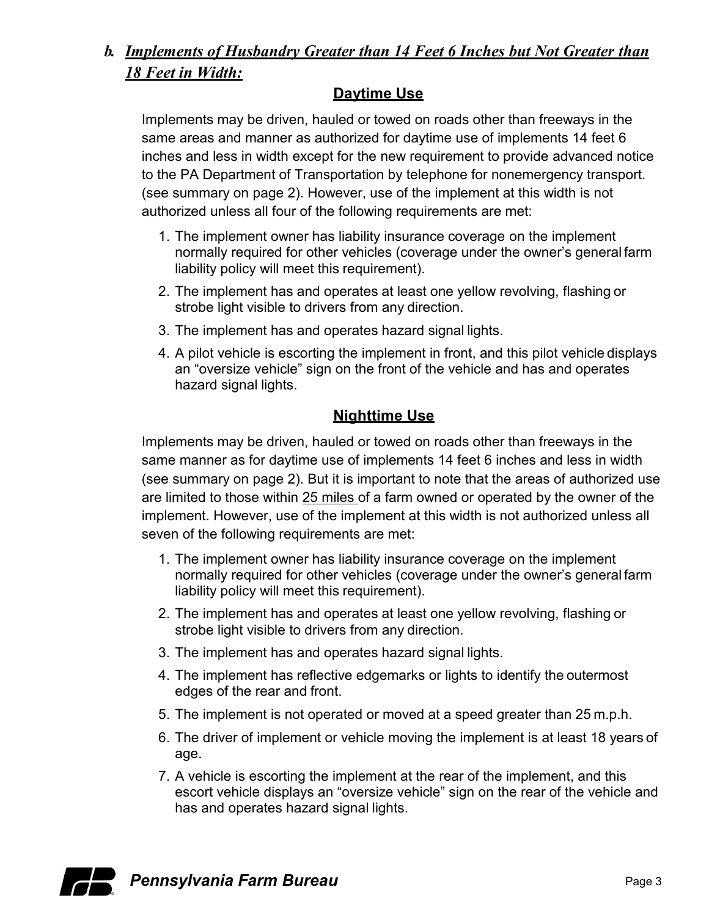### *b. Implements of Husbandry Greater than 14 Feet 6 Inches but Not Greater than 18 Feet in Width:*

**Daytime Use**

Implements may be driven, hauled or towed on roads other than freeways in the same areas and manner as authorized for daytime use of implements 14 feet 6 inches and less in width except for the new requirement to provide advanced notice to the PA Department of Transportation by telephone for nonemergency transport. (see summary on page 2). However, use of the implement at this width is not authorized unless all four of the following requirements are met:

1. The implement owner has liability insurance coverage on the implement normally required for other vehicles (coverage under the owner's general farm liability policy will meet this requirement).
2. The implement has and operates at least one yellow revolving, flashing or strobe light visible to drivers from any direction.
3. The implement has and operates hazard signal lights.
4. A pilot vehicle is escorting the implement in front, and this pilot vehicle displays an "oversize vehicle" sign on the front of the vehicle and has and operates hazard signal lights.

**Nighttime Use**

Implements may be driven, hauled or towed on roads other than freeways in the same manner as for daytime use of implements 14 feet 6 inches and less in width (see summary on page 2). But it is important to note that the areas of authorized use are limited to those within 25 miles of a farm owned or operated by the owner of the implement. However, use of the implement at this width is not authorized unless all seven of the following requirements are met:

1. The implement owner has liability insurance coverage on the implement normally required for other vehicles (coverage under the owner's general farm liability policy will meet this requirement).
2. The implement has and operates at least one yellow revolving, flashing or strobe light visible to drivers from any direction.
3. The implement has and operates hazard signal lights.
4. The implement has reflective edgemarks or lights to identify the outermost edges of the rear and front.
5. The implement is not operated or moved at a speed greater than 25 m.p.h.
6. The driver of implement or vehicle moving the implement is at least 18 years of age.
7. A vehicle is escorting the implement at the rear of the implement, and this escort vehicle displays an "oversize vehicle" sign on the rear of the vehicle and has and operates hazard signal lights.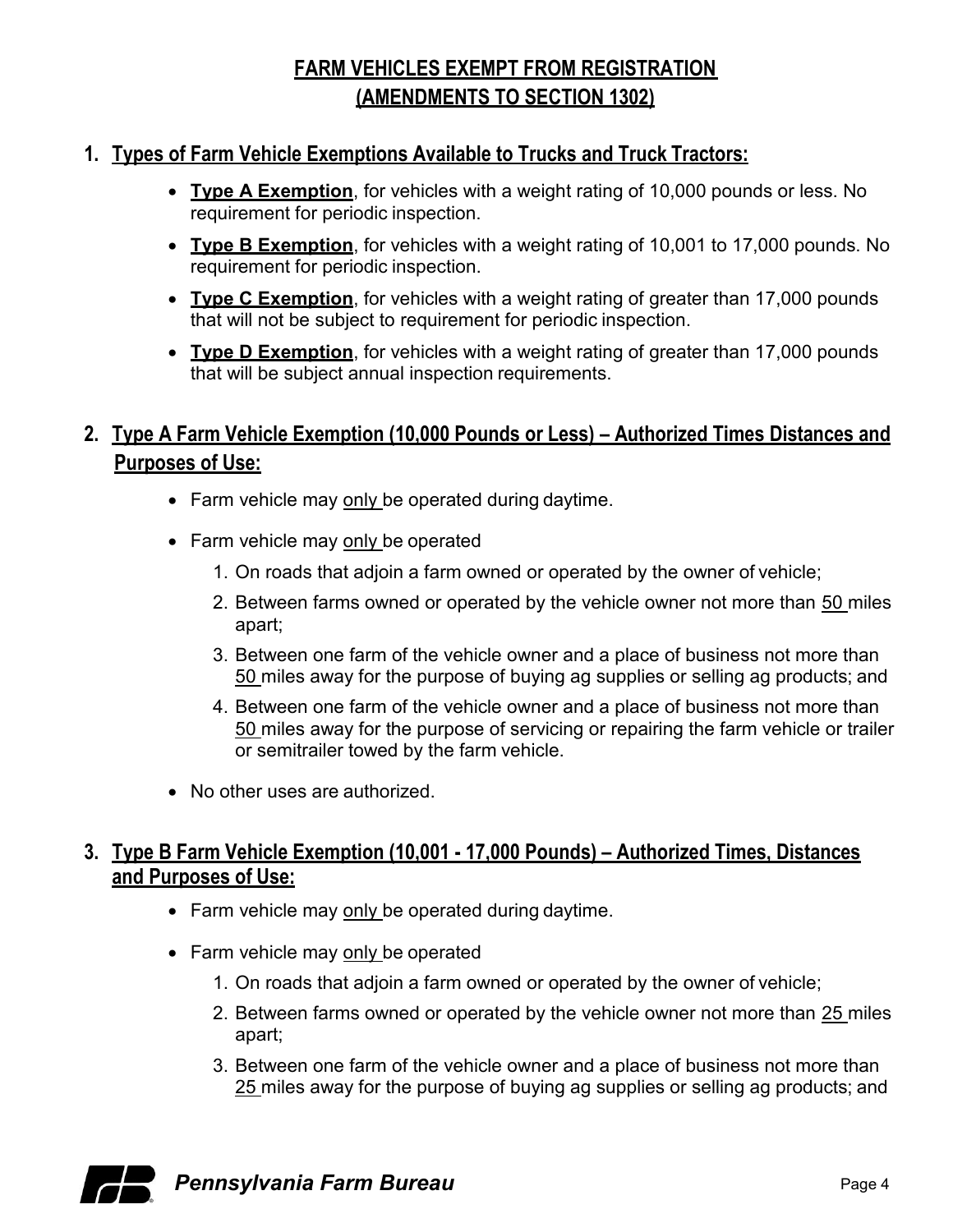# FARM VEHICLES EXEMPT FROM REGISTRATION (AMENDMENTS TO SECTION 1302)

## 1. Types of Farm Vehicle Exemptions Available to Trucks and Truck Tractors:

- **Type A Exemption**, for vehicles with a weight rating of 10,000 pounds or less. No requirement for periodic inspection.
- **Type B Exemption**, for vehicles with a weight rating of 10,001 to 17,000 pounds. No requirement for periodic inspection.
- **Type C Exemption**, for vehicles with a weight rating of greater than 17,000 pounds that will not be subject to requirement for periodic inspection.
- **Type D Exemption**, for vehicles with a weight rating of greater than 17,000 pounds that will be subject annual inspection requirements.

## 2. Type A Farm Vehicle Exemption (10,000 Pounds or Less) – Authorized Times Distances and Purposes of Use:

- Farm vehicle may only be operated during daytime.
- Farm vehicle may only be operated
  1. On roads that adjoin a farm owned or operated by the owner of vehicle;
  2. Between farms owned or operated by the vehicle owner not more than 50 miles apart;
  3. Between one farm of the vehicle owner and a place of business not more than 50 miles away for the purpose of buying ag supplies or selling ag products; and
  4. Between one farm of the vehicle owner and a place of business not more than 50 miles away for the purpose of servicing or repairing the farm vehicle or trailer or semitrailer towed by the farm vehicle.
- No other uses are authorized.

## 3. Type B Farm Vehicle Exemption (10,001 - 17,000 Pounds) – Authorized Times, Distances and Purposes of Use:

- Farm vehicle may only be operated during daytime.
- Farm vehicle may only be operated
  1. On roads that adjoin a farm owned or operated by the owner of vehicle;
  2. Between farms owned or operated by the vehicle owner not more than 25 miles apart;
  3. Between one farm of the vehicle owner and a place of business not more than 25 miles away for the purpose of buying ag supplies or selling ag products; and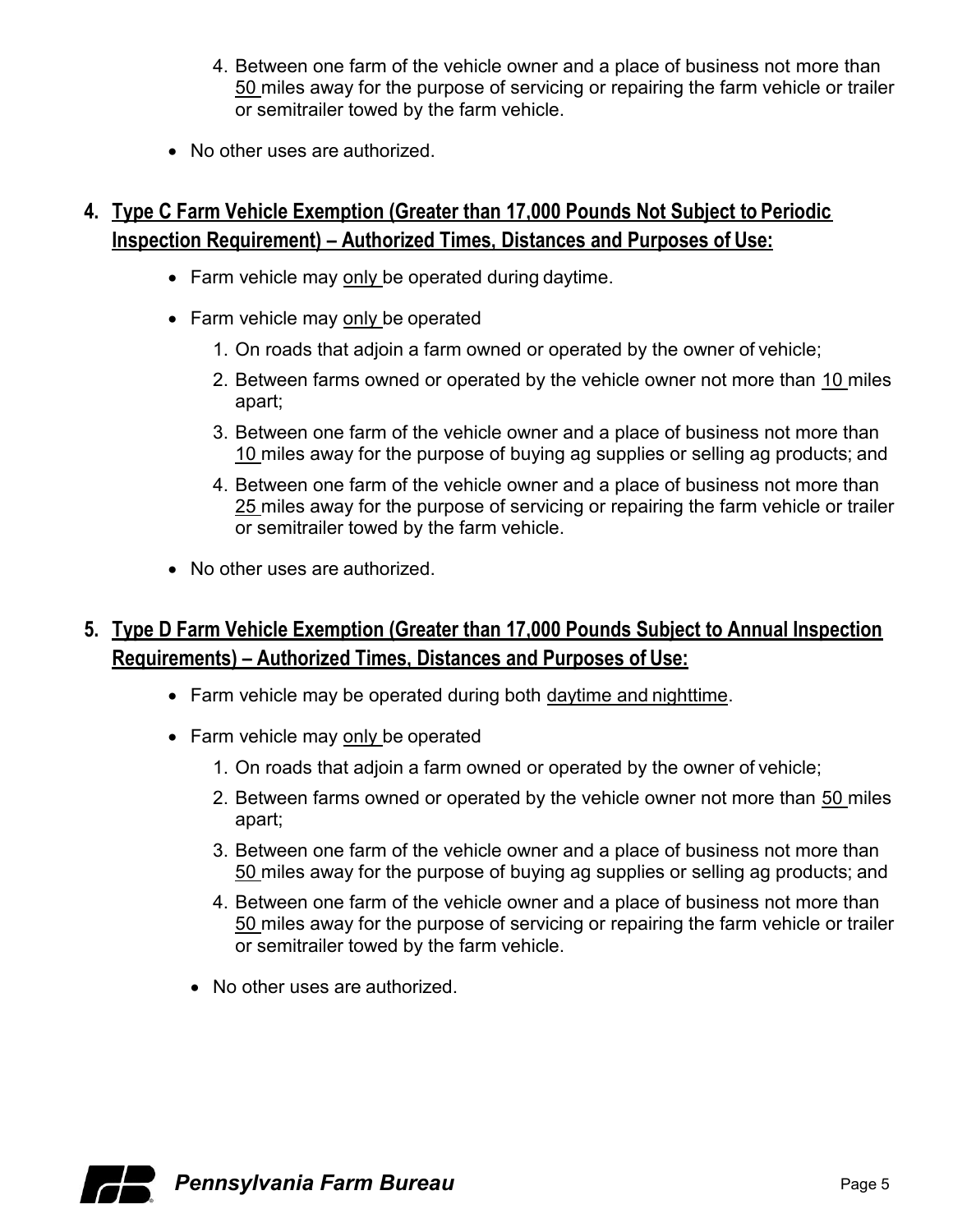4. Between one farm of the vehicle owner and a place of business not more than 50 miles away for the purpose of servicing or repairing the farm vehicle or trailer or semitrailer towed by the farm vehicle.

- No other uses are authorized.

## 4. Type C Farm Vehicle Exemption (Greater than 17,000 Pounds Not Subject to Periodic Inspection Requirement) – Authorized Times, Distances and Purposes of Use:

- Farm vehicle may only be operated during daytime.
- Farm vehicle may only be operated
  1. On roads that adjoin a farm owned or operated by the owner of vehicle;
  2. Between farms owned or operated by the vehicle owner not more than 10 miles apart;
  3. Between one farm of the vehicle owner and a place of business not more than 10 miles away for the purpose of buying ag supplies or selling ag products; and
  4. Between one farm of the vehicle owner and a place of business not more than 25 miles away for the purpose of servicing or repairing the farm vehicle or trailer or semitrailer towed by the farm vehicle.
- No other uses are authorized.

## 5. Type D Farm Vehicle Exemption (Greater than 17,000 Pounds Subject to Annual Inspection Requirements) – Authorized Times, Distances and Purposes of Use:

- Farm vehicle may be operated during both daytime and nighttime.
- Farm vehicle may only be operated
  1. On roads that adjoin a farm owned or operated by the owner of vehicle;
  2. Between farms owned or operated by the vehicle owner not more than 50 miles apart;
  3. Between one farm of the vehicle owner and a place of business not more than 50 miles away for the purpose of buying ag supplies or selling ag products; and
  4. Between one farm of the vehicle owner and a place of business not more than 50 miles away for the purpose of servicing or repairing the farm vehicle or trailer or semitrailer towed by the farm vehicle.
- No other uses are authorized.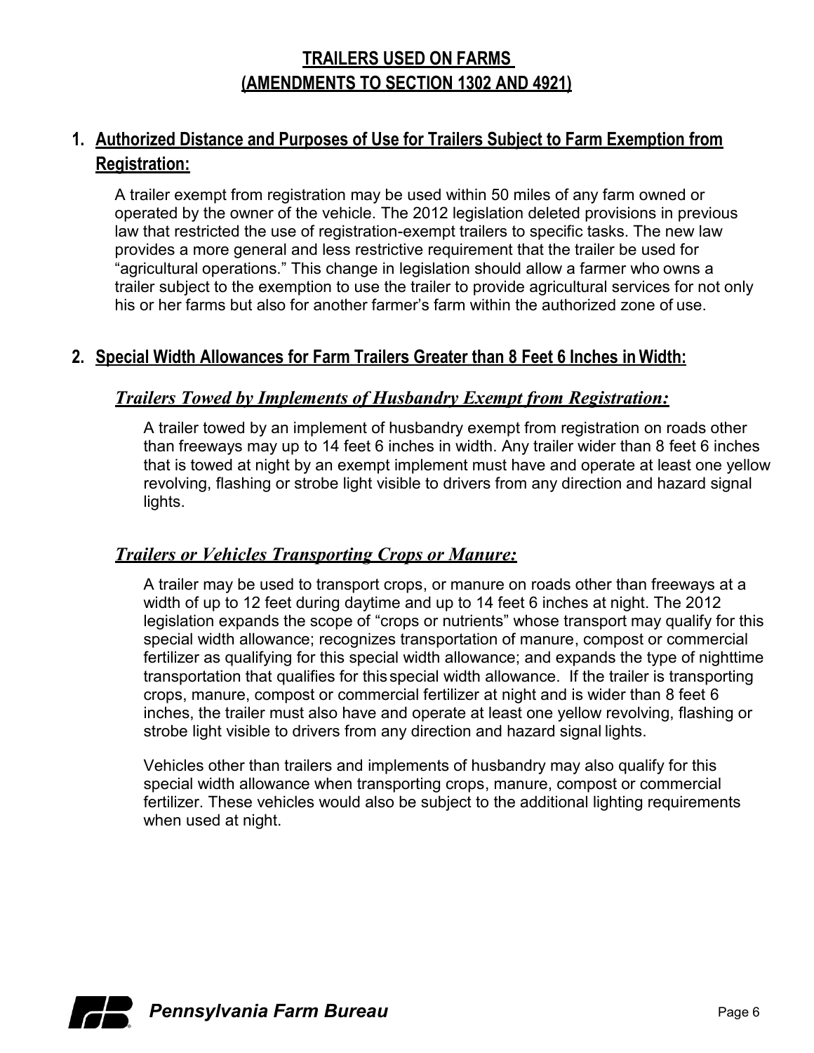# TRAILERS USED ON FARMS (AMENDMENTS TO SECTION 1302 AND 4921)

## 1. Authorized Distance and Purposes of Use for Trailers Subject to Farm Exemption from Registration:

A trailer exempt from registration may be used within 50 miles of any farm owned or operated by the owner of the vehicle. The 2012 legislation deleted provisions in previous law that restricted the use of registration-exempt trailers to specific tasks. The new law provides a more general and less restrictive requirement that the trailer be used for "agricultural operations." This change in legislation should allow a farmer who owns a trailer subject to the exemption to use the trailer to provide agricultural services for not only his or her farms but also for another farmer's farm within the authorized zone of use.

## 2. Special Width Allowances for Farm Trailers Greater than 8 Feet 6 Inches in Width:

### *Trailers Towed by Implements of Husbandry Exempt from Registration:*

A trailer towed by an implement of husbandry exempt from registration on roads other than freeways may up to 14 feet 6 inches in width. Any trailer wider than 8 feet 6 inches that is towed at night by an exempt implement must have and operate at least one yellow revolving, flashing or strobe light visible to drivers from any direction and hazard signal lights.

### *Trailers or Vehicles Transporting Crops or Manure:*

A trailer may be used to transport crops, or manure on roads other than freeways at a width of up to 12 feet during daytime and up to 14 feet 6 inches at night. The 2012 legislation expands the scope of "crops or nutrients" whose transport may qualify for this special width allowance; recognizes transportation of manure, compost or commercial fertilizer as qualifying for this special width allowance; and expands the type of nighttime transportation that qualifies for this special width allowance. If the trailer is transporting crops, manure, compost or commercial fertilizer at night and is wider than 8 feet 6 inches, the trailer must also have and operate at least one yellow revolving, flashing or strobe light visible to drivers from any direction and hazard signal lights.

Vehicles other than trailers and implements of husbandry may also qualify for this special width allowance when transporting crops, manure, compost or commercial fertilizer. These vehicles would also be subject to the additional lighting requirements when used at night.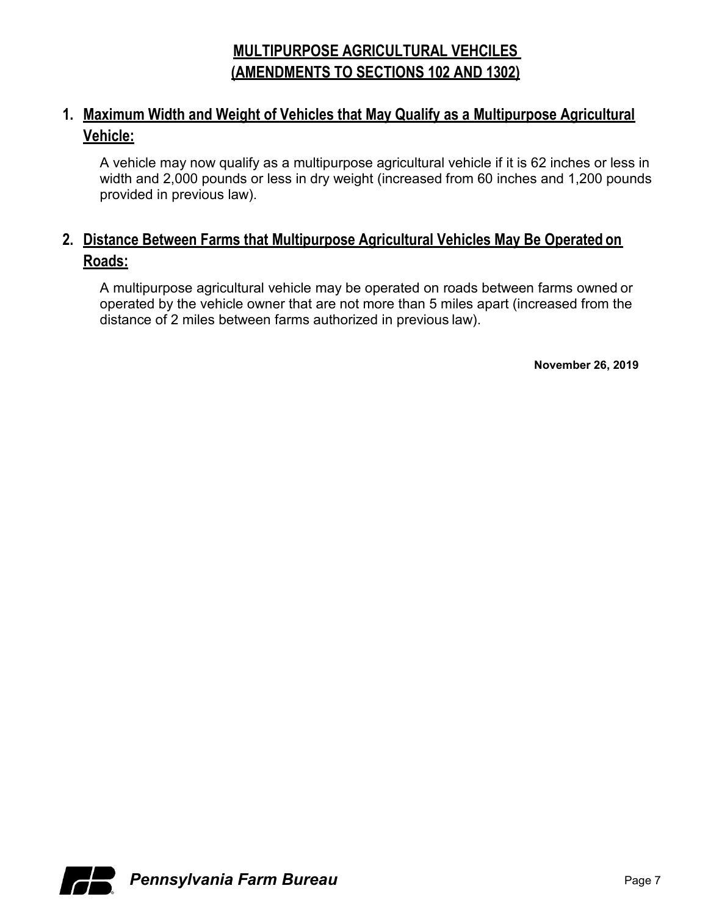# MULTIPURPOSE AGRICULTURAL VEHCILES (AMENDMENTS TO SECTIONS 102 AND 1302)

## 1. Maximum Width and Weight of Vehicles that May Qualify as a Multipurpose Agricultural Vehicle:

A vehicle may now qualify as a multipurpose agricultural vehicle if it is 62 inches or less in width and 2,000 pounds or less in dry weight (increased from 60 inches and 1,200 pounds provided in previous law).

## 2. Distance Between Farms that Multipurpose Agricultural Vehicles May Be Operated on Roads:

A multipurpose agricultural vehicle may be operated on roads between farms owned or operated by the vehicle owner that are not more than 5 miles apart (increased from the distance of 2 miles between farms authorized in previous law).

**November 26, 2019**